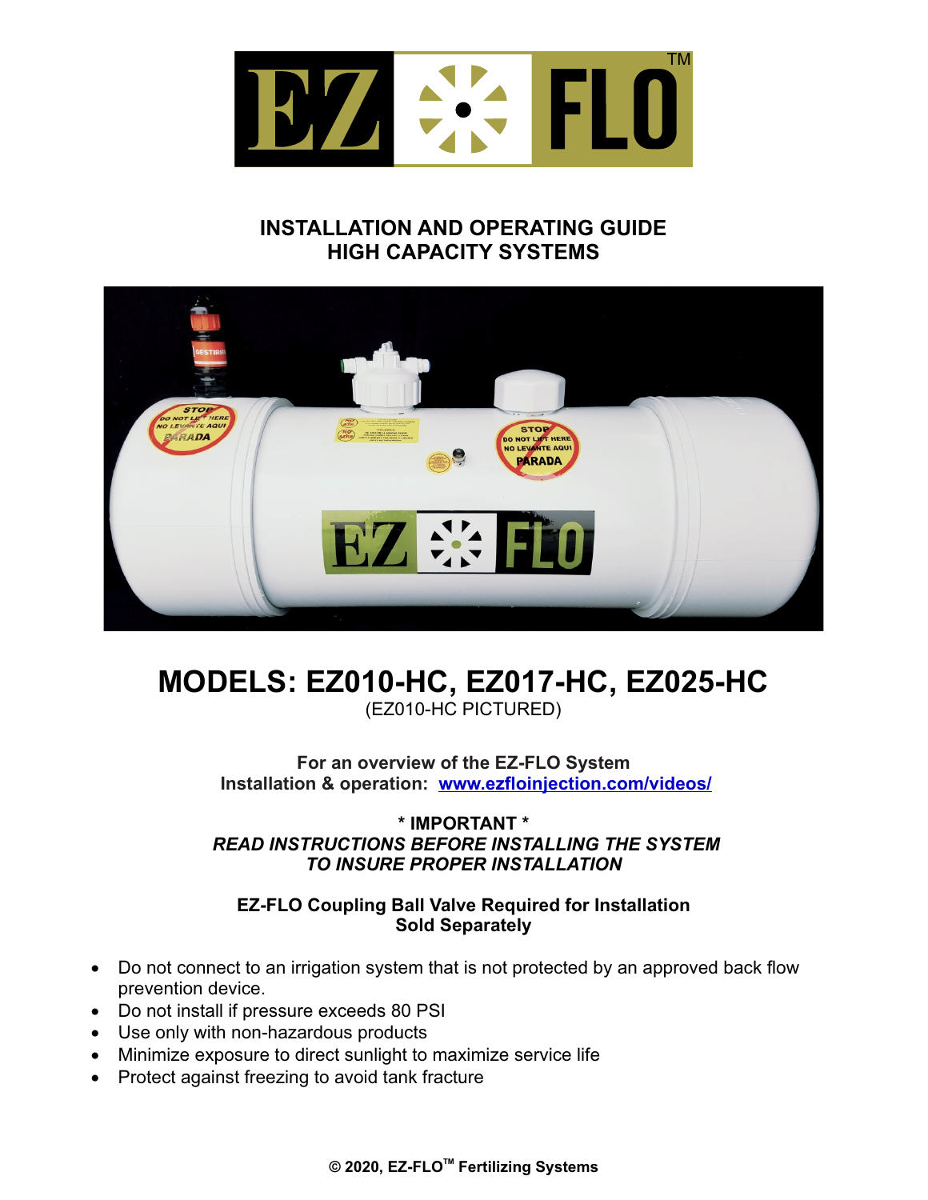# INSTALLATION AND OPERATING GUIDE
# HIGH CAPACITY SYSTEMS

## MODELS: EZ010-HC, EZ017-HC, EZ025-HC

(EZ010-HC PICTURED)

**For an overview of the EZ-FLO System**
**Installation & operation: [www.ezfloinjection.com/videos/](www.ezfloinjection.com/videos/)**

**\* IMPORTANT \***
***READ INSTRUCTIONS BEFORE INSTALLING THE SYSTEM***
***TO INSURE PROPER INSTALLATION***

**EZ-FLO Coupling Ball Valve Required for Installation**
**Sold Separately**

- Do not connect to an irrigation system that is not protected by an approved back flow prevention device.
- Do not install if pressure exceeds 80 PSI
- Use only with non-hazardous products
- Minimize exposure to direct sunlight to maximize service life
- Protect against freezing to avoid tank fracture

**© 2020, EZ-FLO™ Fertilizing Systems**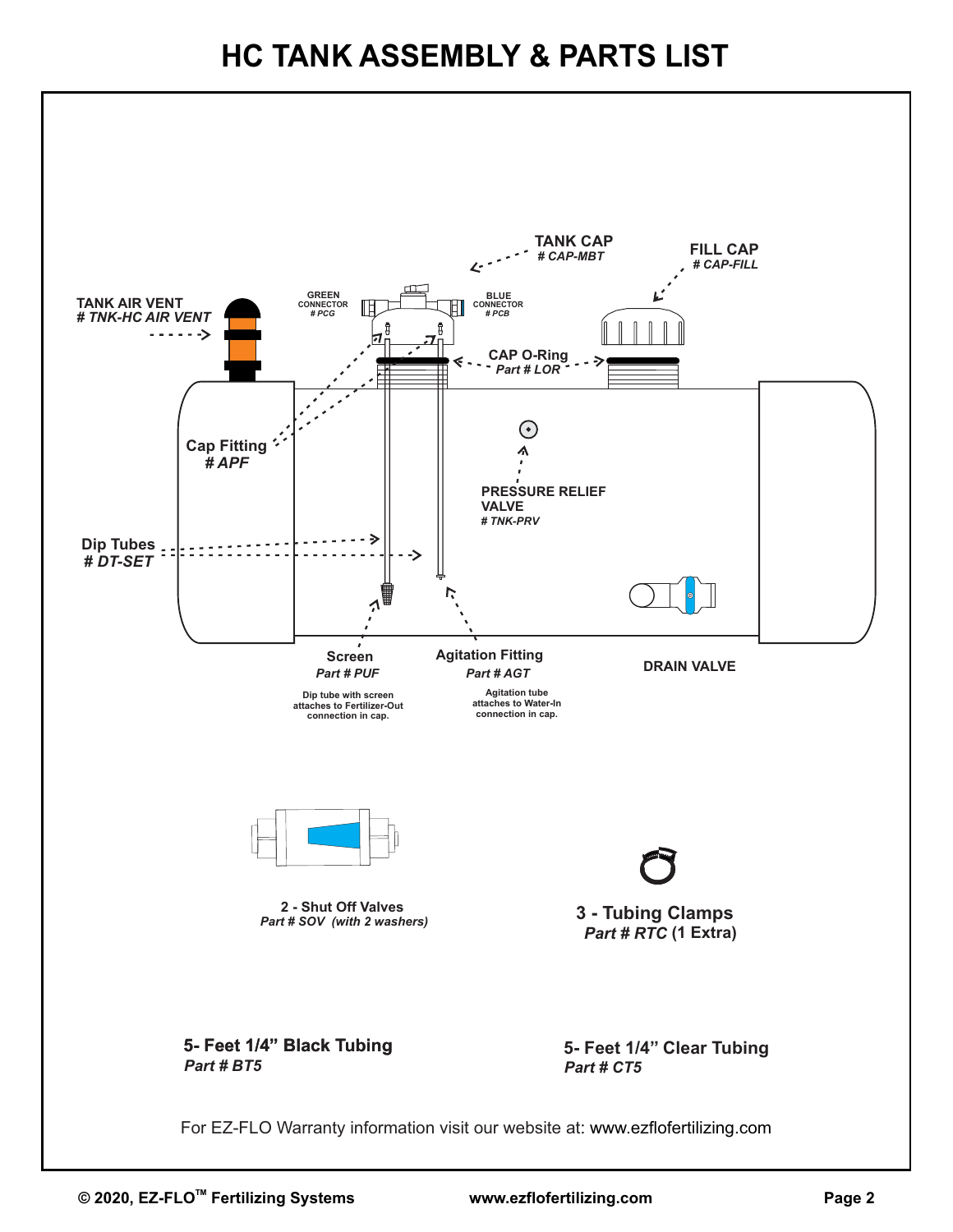# HC TANK ASSEMBLY & PARTS LIST

**TANK CAP**
*# CAP-MBT*

**FILL CAP**
*# CAP-FILL*

**TANK AIR VENT**
*# TNK-HC AIR VENT*

**GREEN CONNECTOR**
*# PCG*

**BLUE CONNECTOR**
*# PCB*

**CAP O-Ring**
*Part # LOR*

**Cap Fitting**
*# APF*

**PRESSURE RELIEF VALVE**
*# TNK-PRV*

**Dip Tubes**
*# DT-SET*

**Screen**
*Part # PUF*

Dip tube with screen attaches to Fertilizer-Out connection in cap.

**Agitation Fitting**
*Part # AGT*

Agitation tube attaches to Water-In connection in cap.

**DRAIN VALVE**

**2 - Shut Off Valves**
*Part # SOV (with 2 washers)*

**3 - Tubing Clamps**
***Part # RTC*** **(1 Extra)**

**5- Feet 1/4" Black Tubing**
*Part # BT5*

**5- Feet 1/4" Clear Tubing**
*Part # CT5*

For EZ-FLO Warranty information visit our website at: www.ezflofertilizing.com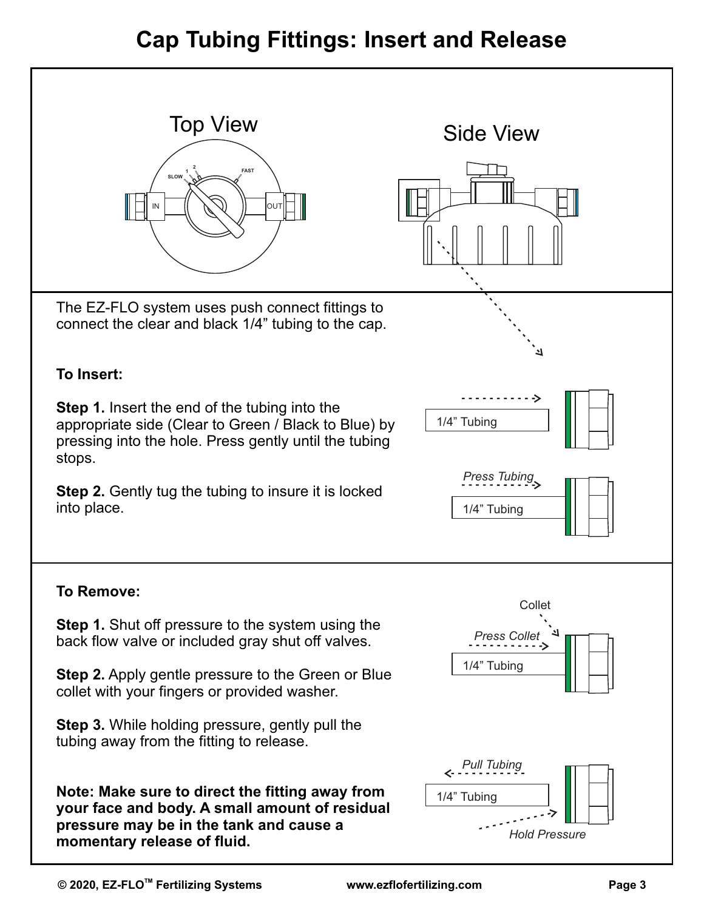# Cap Tubing Fittings: Insert and Release

The EZ-FLO system uses push connect fittings to connect the clear and black 1/4" tubing to the cap.

**To Insert:**

**Step 1.** Insert the end of the tubing into the appropriate side (Clear to Green / Black to Blue) by pressing into the hole. Press gently until the tubing stops.

**Step 2.** Gently tug the tubing to insure it is locked into place.

**To Remove:**

**Step 1.** Shut off pressure to the system using the back flow valve or included gray shut off valves.

**Step 2.** Apply gentle pressure to the Green or Blue collet with your fingers or provided washer.

**Step 3.** While holding pressure, gently pull the tubing away from the fitting to release.

**Note: Make sure to direct the fitting away from your face and body. A small amount of residual pressure may be in the tank and cause a momentary release of fluid.**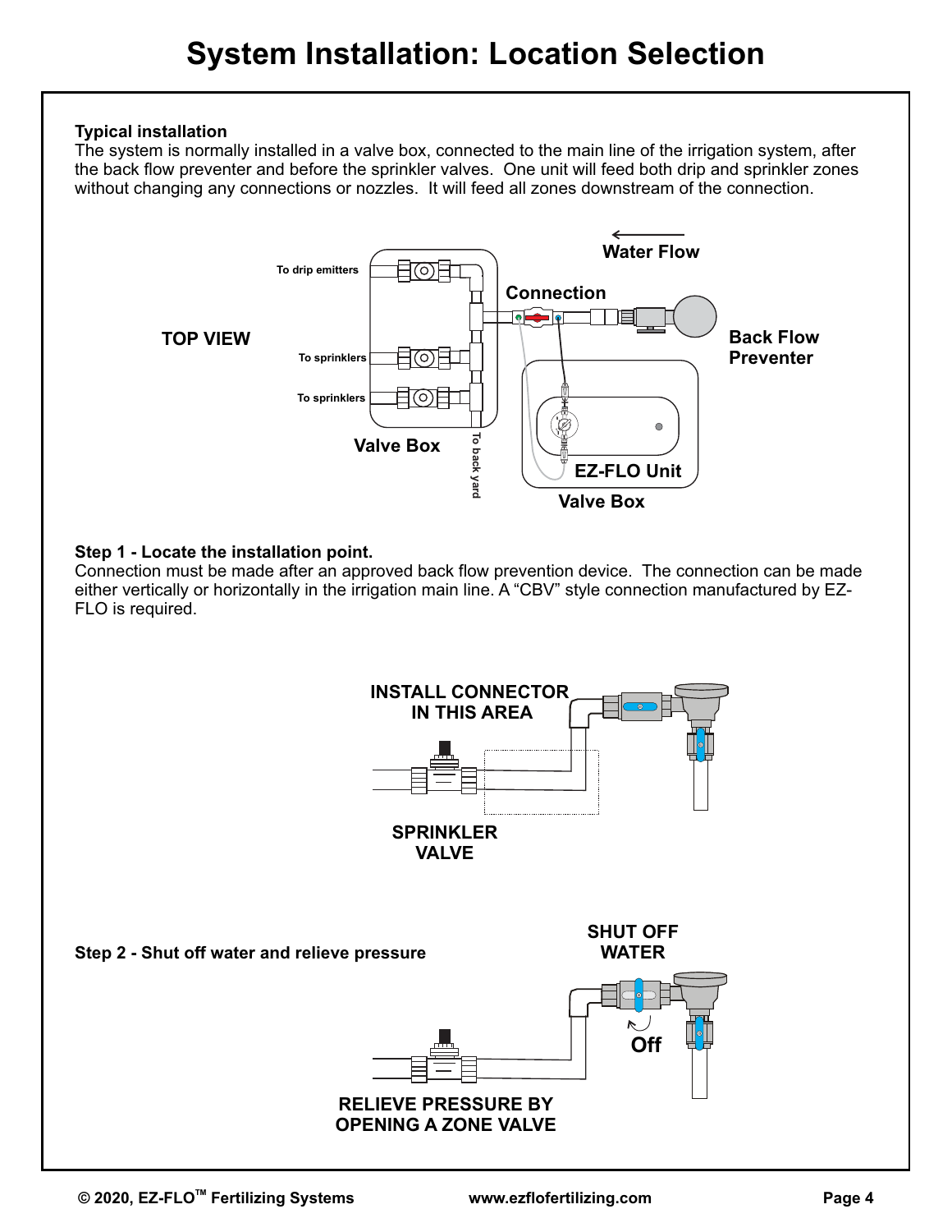# System Installation: Location Selection

**Typical installation**

The system is normally installed in a valve box, connected to the main line of the irrigation system, after the back flow preventer and before the sprinkler valves. One unit will feed both drip and sprinkler zones without changing any connections or nozzles. It will feed all zones downstream of the connection.

TOP VIEW

Water Flow

Connection

Back Flow Preventer

To drip emitters

To sprinklers

To sprinklers

Valve Box

To back yard

EZ-FLO Unit

Valve Box

**Step 1 - Locate the installation point.**

Connection must be made after an approved back flow prevention device. The connection can be made either vertically or horizontally in the irrigation main line. A "CBV" style connection manufactured by EZ-FLO is required.

INSTALL CONNECTOR IN THIS AREA

SPRINKLER VALVE

**Step 2 - Shut off water and relieve pressure**

SHUT OFF WATER

Off

RELIEVE PRESSURE BY OPENING A ZONE VALVE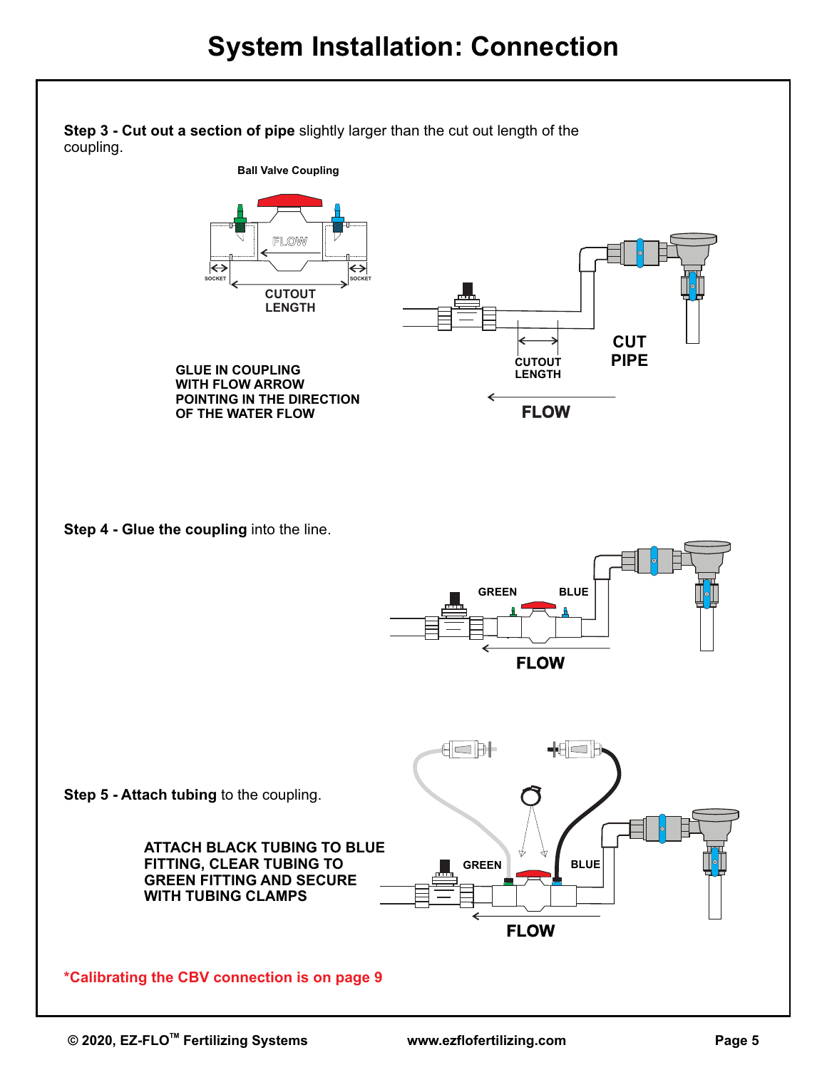# System Installation: Connection

**Step 3 - Cut out a section of pipe** slightly larger than the cut out length of the coupling.

Ball Valve Coupling

FLOW

SOCKET

SOCKET

CUTOUT LENGTH

GLUE IN COUPLING WITH FLOW ARROW POINTING IN THE DIRECTION OF THE WATER FLOW

CUTOUT LENGTH

CUT PIPE

FLOW

**Step 4 - Glue the coupling** into the line.

GREEN

BLUE

FLOW

**Step 5 - Attach tubing** to the coupling.

ATTACH BLACK TUBING TO BLUE FITTING, CLEAR TUBING TO GREEN FITTING AND SECURE WITH TUBING CLAMPS

GREEN

BLUE

FLOW

*Calibrating the CBV connection is on page 9

© 2020, EZ-FLO™ Fertilizing Systems www.ezflofertilizing.com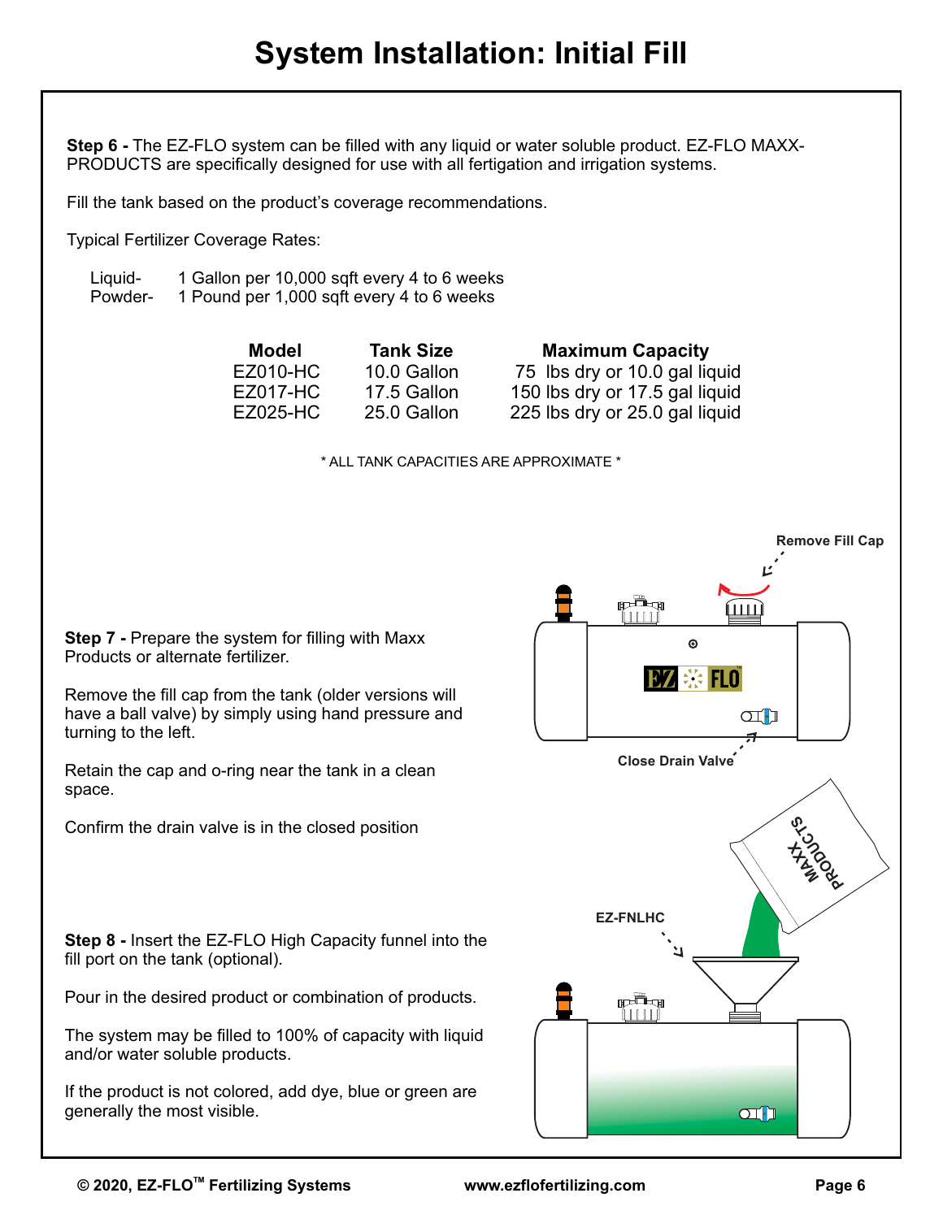# System Installation: Initial Fill

**Step 6 -** The EZ-FLO system can be filled with any liquid or water soluble product. EZ-FLO MAXX-PRODUCTS are specifically designed for use with all fertigation and irrigation systems.

Fill the tank based on the product's coverage recommendations.

Typical Fertilizer Coverage Rates:

Liquid- 1 Gallon per 10,000 sqft every 4 to 6 weeks
Powder- 1 Pound per 1,000 sqft every 4 to 6 weeks

| Model | Tank Size | Maximum Capacity |
|---|---|---|
| EZ010-HC | 10.0 Gallon | 75 lbs dry or 10.0 gal liquid |
| EZ017-HC | 17.5 Gallon | 150 lbs dry or 17.5 gal liquid |
| EZ025-HC | 25.0 Gallon | 225 lbs dry or 25.0 gal liquid |

\* ALL TANK CAPACITIES ARE APPROXIMATE \*

**Step 7 -** Prepare the system for filling with Maxx Products or alternate fertilizer.

Remove the fill cap from the tank (older versions will have a ball valve) by simply using hand pressure and turning to the left.

Retain the cap and o-ring near the tank in a clean space.

Confirm the drain valve is in the closed position

Remove Fill Cap

Close Drain Valve

**Step 8 -** Insert the EZ-FLO High Capacity funnel into the fill port on the tank (optional).

Pour in the desired product or combination of products.

The system may be filled to 100% of capacity with liquid and/or water soluble products.

If the product is not colored, add dye, blue or green are generally the most visible.

EZ-FNLHC

MAXX PRODUCTS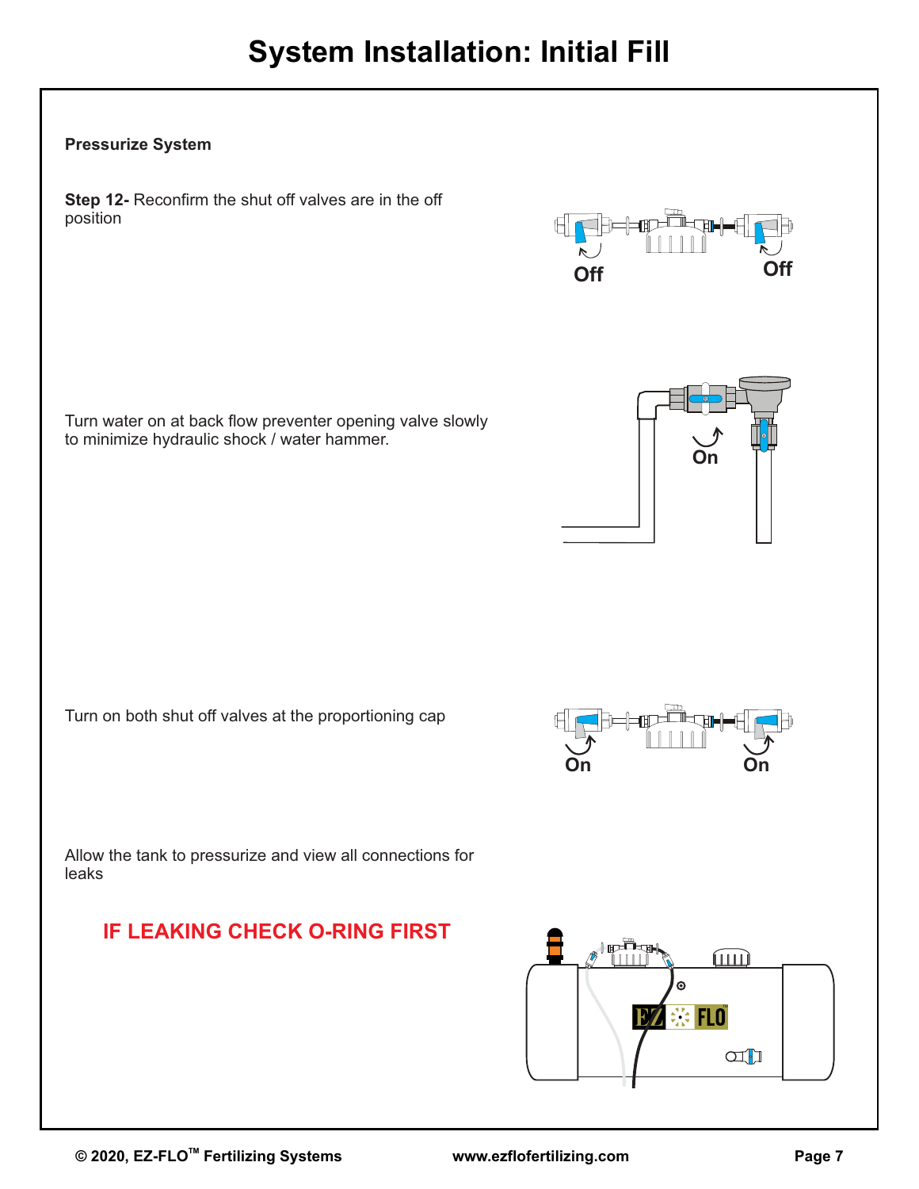# System Installation: Initial Fill

**Pressurize System**

**Step 12-** Reconfirm the shut off valves are in the off position

Off

Off

Turn water on at back flow preventer opening valve slowly to minimize hydraulic shock / water hammer.

On

Turn on both shut off valves at the proportioning cap

On

On

Allow the tank to pressurize and view all connections for leaks

**IF LEAKING CHECK O-RING FIRST**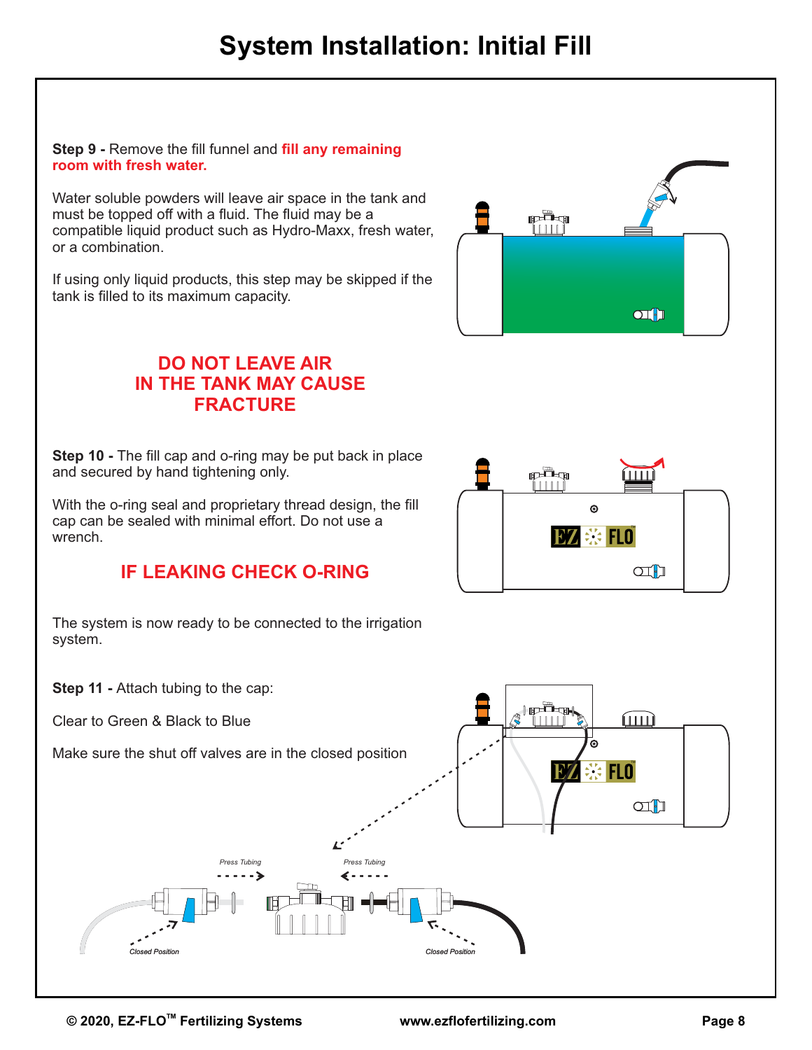# System Installation: Initial Fill

**Step 9 -** Remove the fill funnel and **fill any remaining room with fresh water.**

Water soluble powders will leave air space in the tank and must be topped off with a fluid. The fluid may be a compatible liquid product such as Hydro-Maxx, fresh water, or a combination.

If using only liquid products, this step may be skipped if the tank is filled to its maximum capacity.

**DO NOT LEAVE AIR IN THE TANK MAY CAUSE FRACTURE**

**Step 10 -** The fill cap and o-ring may be put back in place and secured by hand tightening only.

With the o-ring seal and proprietary thread design, the fill cap can be sealed with minimal effort. Do not use a wrench.

**IF LEAKING CHECK O-RING**

The system is now ready to be connected to the irrigation system.

**Step 11 -** Attach tubing to the cap:

Clear to Green & Black to Blue

Make sure the shut off valves are in the closed position

*Press Tubing* *Press Tubing*

*Closed Position* *Closed Position*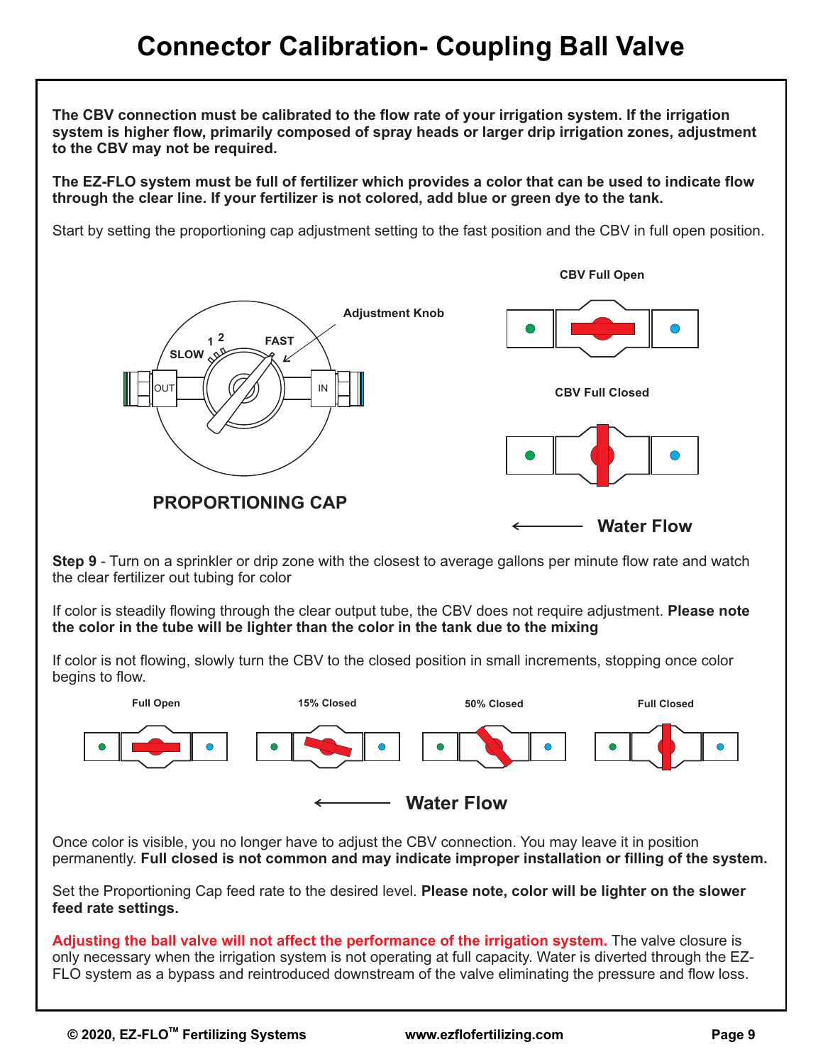# Connector Calibration- Coupling Ball Valve

**The CBV connection must be calibrated to the flow rate of your irrigation system. If the irrigation system is higher flow, primarily composed of spray heads or larger drip irrigation zones, adjustment to the CBV may not be required.**

**The EZ-FLO system must be full of fertilizer which provides a color that can be used to indicate flow through the clear line. If your fertilizer is not colored, add blue or green dye to the tank.**

Start by setting the proportioning cap adjustment setting to the fast position and the CBV in full open position.

Adjustment Knob

SLOW 1 2 FAST

OUT IN

**PROPORTIONING CAP**

**CBV Full Open**

**CBV Full Closed**

**Water Flow**

**Step 9** - Turn on a sprinkler or drip zone with the closest to average gallons per minute flow rate and watch the clear fertilizer out tubing for color

If color is steadily flowing through the clear output tube, the CBV does not require adjustment. **Please note the color in the tube will be lighter than the color in the tank due to the mixing**

If color is not flowing, slowly turn the CBV to the closed position in small increments, stopping once color begins to flow.

**Full Open** **15% Closed** **50% Closed** **Full Closed**

**Water Flow**

Once color is visible, you no longer have to adjust the CBV connection. You may leave it in position permanently. **Full closed is not common and may indicate improper installation or filling of the system.**

Set the Proportioning Cap feed rate to the desired level. **Please note, color will be lighter on the slower feed rate settings.**

**Adjusting the ball valve will not affect the performance of the irrigation system.** The valve closure is only necessary when the irrigation system is not operating at full capacity. Water is diverted through the EZ-FLO system as a bypass and reintroduced downstream of the valve eliminating the pressure and flow loss.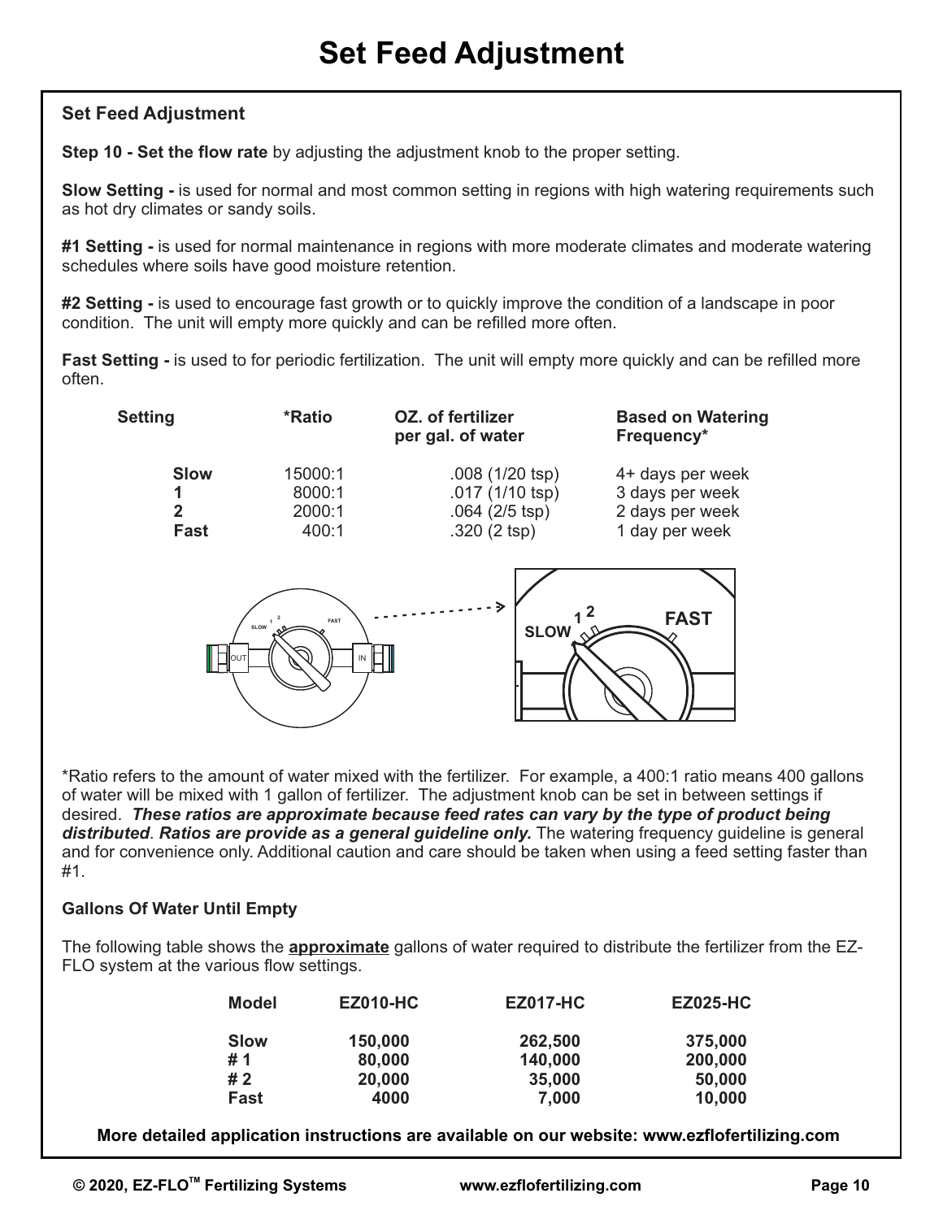# Set Feed Adjustment

### Set Feed Adjustment

**Step 10 - Set the flow rate** by adjusting the adjustment knob to the proper setting.

**Slow Setting -** is used for normal and most common setting in regions with high watering requirements such as hot dry climates or sandy soils.

**#1 Setting -** is used for normal maintenance in regions with more moderate climates and moderate watering schedules where soils have good moisture retention.

**#2 Setting -** is used to encourage fast growth or to quickly improve the condition of a landscape in poor condition. The unit will empty more quickly and can be refilled more often.

**Fast Setting -** is used to for periodic fertilization. The unit will empty more quickly and can be refilled more often.

| Setting | *Ratio | OZ. of fertilizer per gal. of water | Based on Watering Frequency* |
|---|---|---|---|
| **Slow** | 15000:1 | .008 (1/20 tsp) | 4+ days per week |
| **1** | 8000:1 | .017 (1/10 tsp) | 3 days per week |
| **2** | 2000:1 | .064 (2/5 tsp) | 2 days per week |
| **Fast** | 400:1 | .320 (2 tsp) | 1 day per week |

*Ratio refers to the amount of water mixed with the fertilizer. For example, a 400:1 ratio means 400 gallons of water will be mixed with 1 gallon of fertilizer. The adjustment knob can be set in between settings if desired. ***These ratios are approximate because feed rates can vary by the type of product being distributed***. ***Ratios are provide as a general guideline only.*** The watering frequency guideline is general and for convenience only. Additional caution and care should be taken when using a feed setting faster than #1.

### Gallons Of Water Until Empty

The following table shows the **approximate** gallons of water required to distribute the fertilizer from the EZ-FLO system at the various flow settings.

| Model | EZ010-HC | EZ017-HC | EZ025-HC |
|---|---|---|---|
| **Slow** | 150,000 | 262,500 | 375,000 |
| **# 1** | 80,000 | 140,000 | 200,000 |
| **# 2** | 20,000 | 35,000 | 50,000 |
| **Fast** | 4000 | 7,000 | 10,000 |

**More detailed application instructions are available on our website: www.ezflofertilizing.com**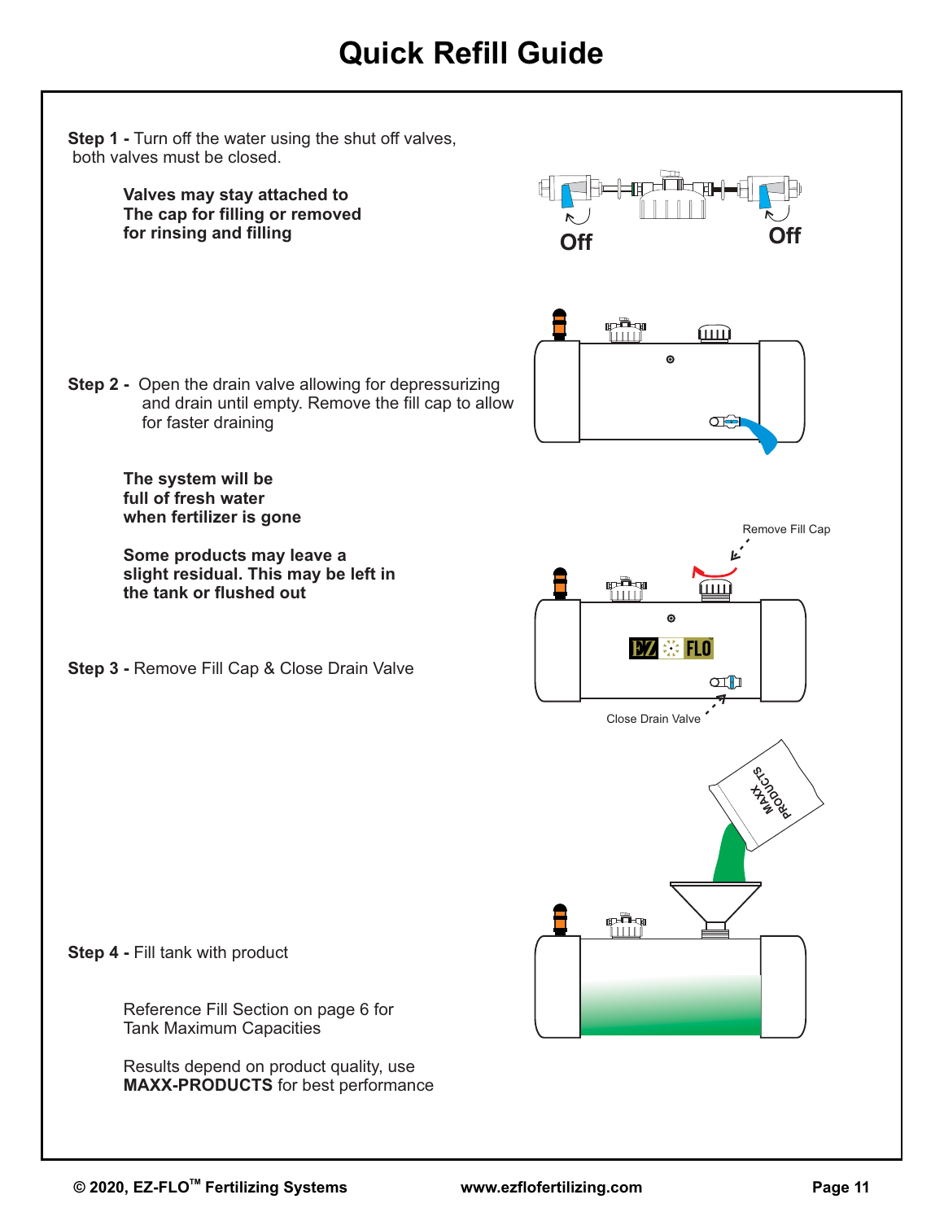# Quick Refill Guide

**Step 1 -** Turn off the water using the shut off valves, both valves must be closed.

**Valves may stay attached to The cap for filling or removed for rinsing and filling**

Off

Off

**Step 2 -** Open the drain valve allowing for depressurizing and drain until empty. Remove the fill cap to allow for faster draining

**The system will be full of fresh water when fertilizer is gone**

**Some products may leave a slight residual. This may be left in the tank or flushed out**

**Step 3 -** Remove Fill Cap & Close Drain Valve

Remove Fill Cap

Close Drain Valve

**Step 4 -** Fill tank with product

Reference Fill Section on page 6 for Tank Maximum Capacities

Results depend on product quality, use **MAXX-PRODUCTS** for best performance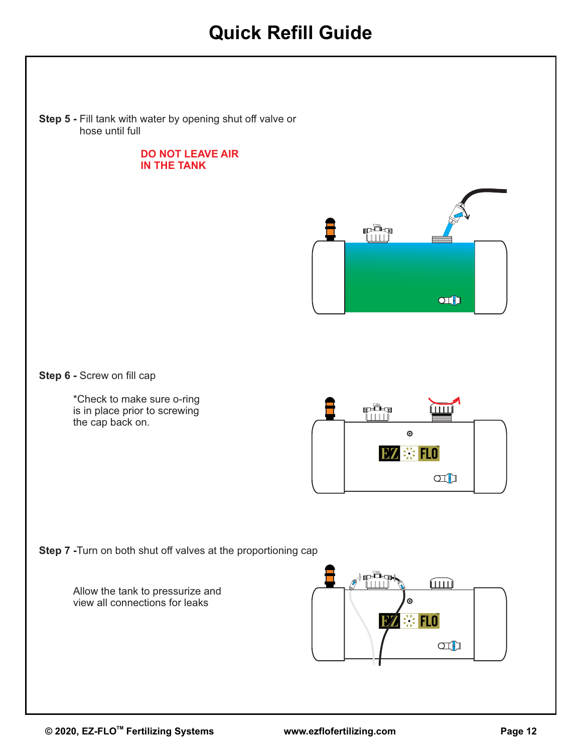# Quick Refill Guide

**Step 5 -** Fill tank with water by opening shut off valve or hose until full

**DO NOT LEAVE AIR IN THE TANK**

**Step 6 -** Screw on fill cap

*Check to make sure o-ring is in place prior to screwing the cap back on.

**Step 7 -** Turn on both shut off valves at the proportioning cap

Allow the tank to pressurize and view all connections for leaks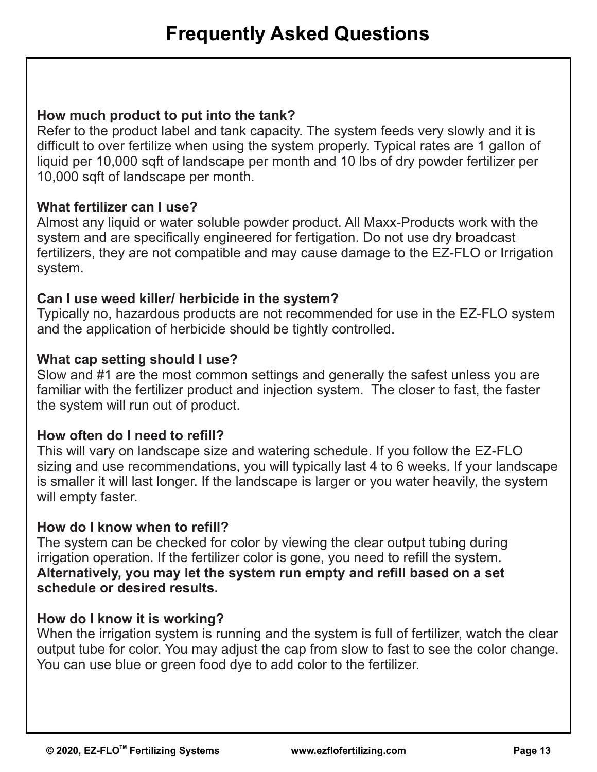# Frequently Asked Questions

**How much product to put into the tank?**
Refer to the product label and tank capacity. The system feeds very slowly and it is difficult to over fertilize when using the system properly. Typical rates are 1 gallon of liquid per 10,000 sqft of landscape per month and 10 lbs of dry powder fertilizer per 10,000 sqft of landscape per month.

**What fertilizer can I use?**
Almost any liquid or water soluble powder product. All Maxx-Products work with the system and are specifically engineered for fertigation. Do not use dry broadcast fertilizers, they are not compatible and may cause damage to the EZ-FLO or Irrigation system.

**Can I use weed killer/ herbicide in the system?**
Typically no, hazardous products are not recommended for use in the EZ-FLO system and the application of herbicide should be tightly controlled.

**What cap setting should I use?**
Slow and #1 are the most common settings and generally the safest unless you are familiar with the fertilizer product and injection system. The closer to fast, the faster the system will run out of product.

**How often do I need to refill?**
This will vary on landscape size and watering schedule. If you follow the EZ-FLO sizing and use recommendations, you will typically last 4 to 6 weeks. If your landscape is smaller it will last longer. If the landscape is larger or you water heavily, the system will empty faster.

**How do I know when to refill?**
The system can be checked for color by viewing the clear output tubing during irrigation operation. If the fertilizer color is gone, you need to refill the system. **Alternatively, you may let the system run empty and refill based on a set schedule or desired results.**

**How do I know it is working?**
When the irrigation system is running and the system is full of fertilizer, watch the clear output tube for color. You may adjust the cap from slow to fast to see the color change. You can use blue or green food dye to add color to the fertilizer.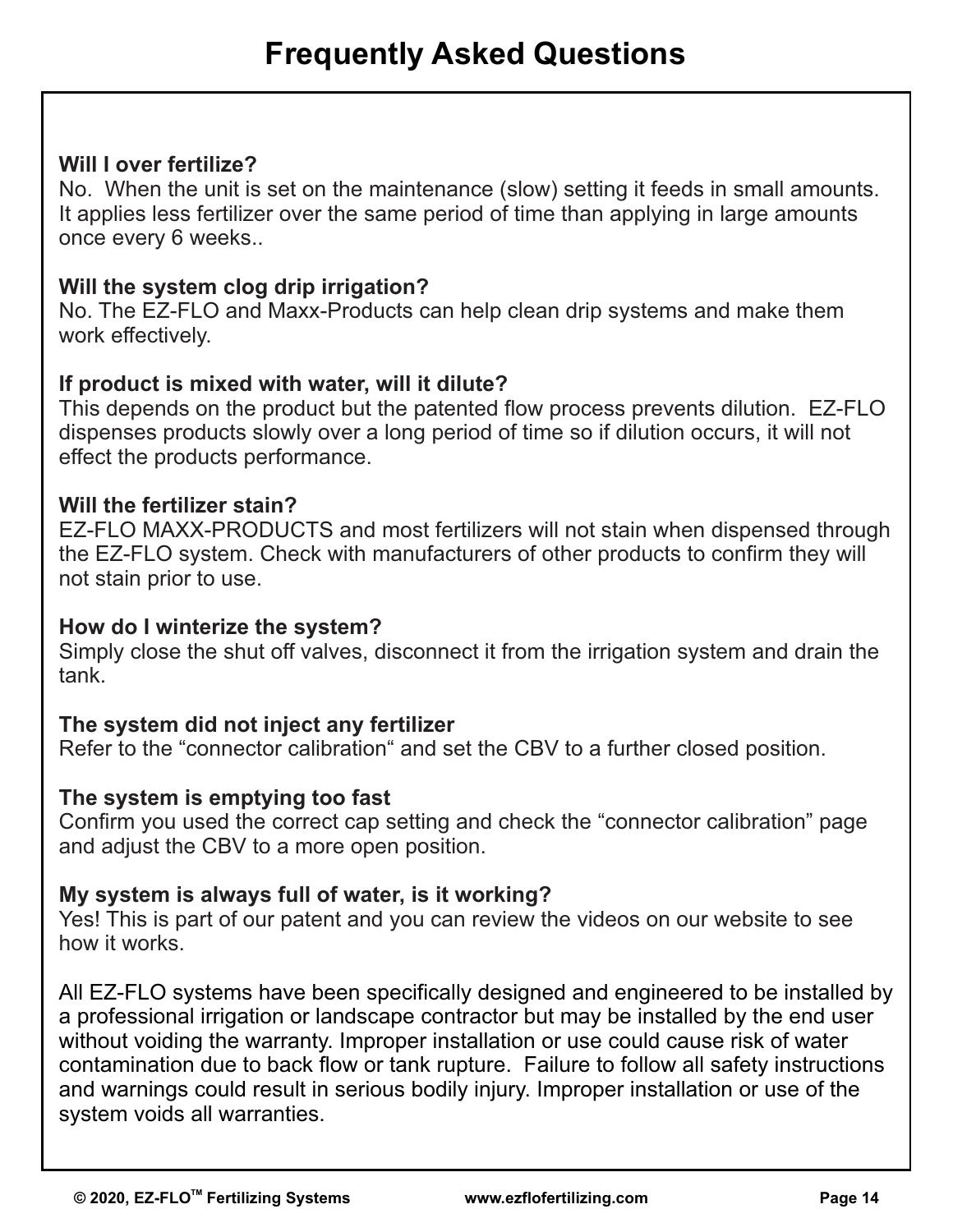# Frequently Asked Questions

**Will I over fertilize?**
No. When the unit is set on the maintenance (slow) setting it feeds in small amounts. It applies less fertilizer over the same period of time than applying in large amounts once every 6 weeks..

**Will the system clog drip irrigation?**
No. The EZ-FLO and Maxx-Products can help clean drip systems and make them work effectively.

**If product is mixed with water, will it dilute?**
This depends on the product but the patented flow process prevents dilution. EZ-FLO dispenses products slowly over a long period of time so if dilution occurs, it will not effect the products performance.

**Will the fertilizer stain?**
EZ-FLO MAXX-PRODUCTS and most fertilizers will not stain when dispensed through the EZ-FLO system. Check with manufacturers of other products to confirm they will not stain prior to use.

**How do I winterize the system?**
Simply close the shut off valves, disconnect it from the irrigation system and drain the tank.

**The system did not inject any fertilizer**
Refer to the “connector calibration“ and set the CBV to a further closed position.

**The system is emptying too fast**
Confirm you used the correct cap setting and check the “connector calibration” page and adjust the CBV to a more open position.

**My system is always full of water, is it working?**
Yes! This is part of our patent and you can review the videos on our website to see how it works.

All EZ-FLO systems have been specifically designed and engineered to be installed by a professional irrigation or landscape contractor but may be installed by the end user without voiding the warranty. Improper installation or use could cause risk of water contamination due to back flow or tank rupture. Failure to follow all safety instructions and warnings could result in serious bodily injury. Improper installation or use of the system voids all warranties.